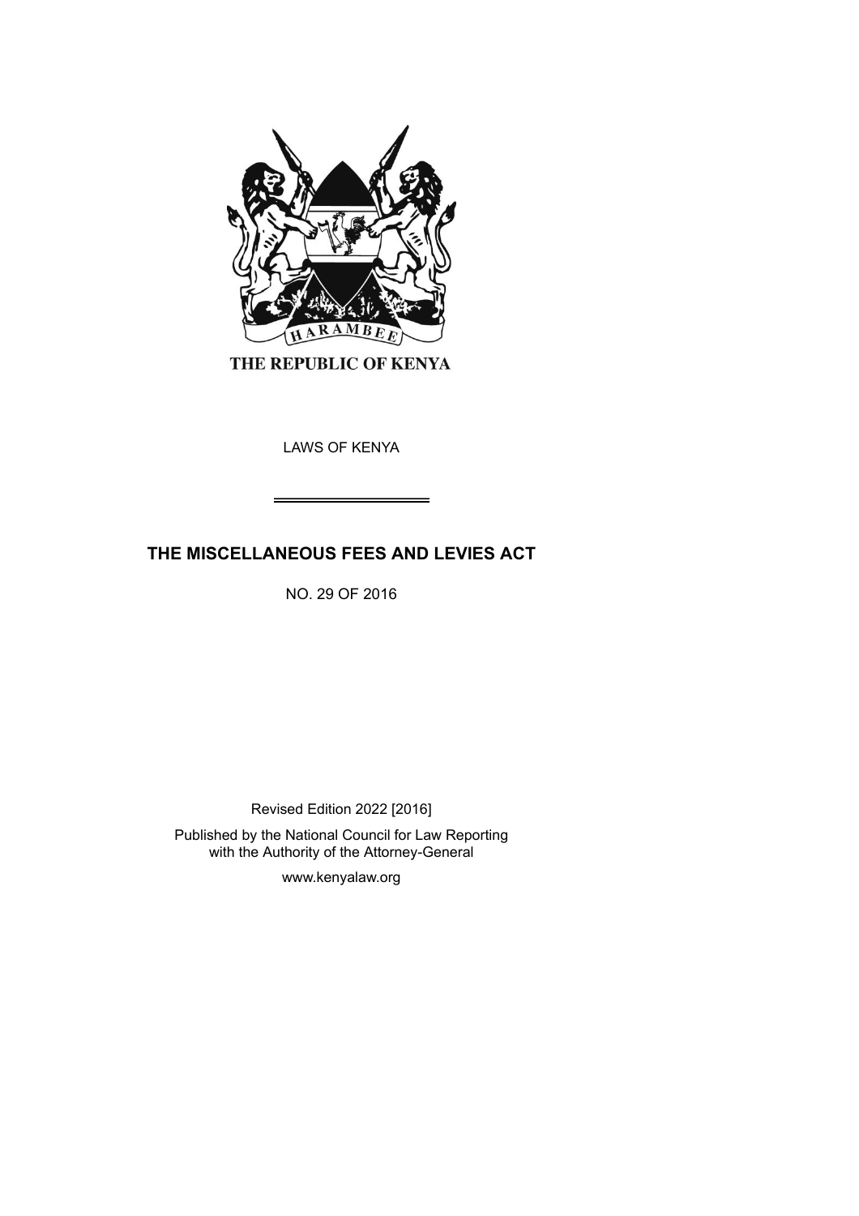THE REPUBLIC OF KENYA

LAWS OF KENYA

# THE MISCELLANEOUS FEES AND LEVIES ACT

NO. 29 OF 2016

Revised Edition 2022 [2016]

Published by the National Council for Law Reporting with the Authority of the Attorney-General

www.kenyalaw.org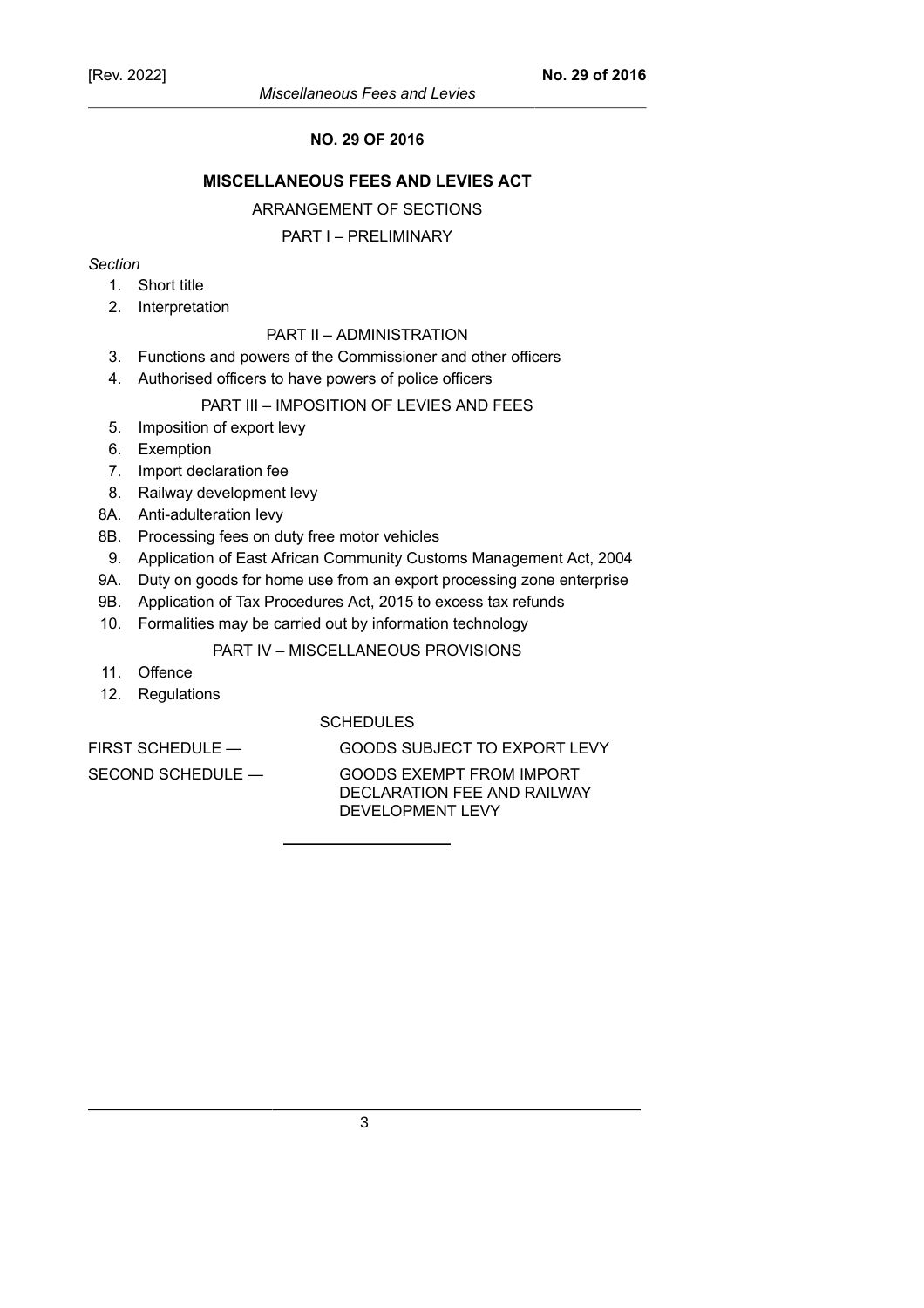# NO. 29 OF 2016

## MISCELLANEOUS FEES AND LEVIES ACT

ARRANGEMENT OF SECTIONS

PART I – PRELIMINARY

*Section*

1. Short title
2. Interpretation

PART II – ADMINISTRATION

3. Functions and powers of the Commissioner and other officers
4. Authorised officers to have powers of police officers

PART III – IMPOSITION OF LEVIES AND FEES

5. Imposition of export levy
6. Exemption
7. Import declaration fee
8. Railway development levy

8A. Anti-adulteration levy

8B. Processing fees on duty free motor vehicles

9. Application of East African Community Customs Management Act, 2004

9A. Duty on goods for home use from an export processing zone enterprise

9B. Application of Tax Procedures Act, 2015 to excess tax refunds

10. Formalities may be carried out by information technology

PART IV – MISCELLANEOUS PROVISIONS

11. Offence
12. Regulations

SCHEDULES

FIRST SCHEDULE — GOODS SUBJECT TO EXPORT LEVY

SECOND SCHEDULE — GOODS EXEMPT FROM IMPORT DECLARATION FEE AND RAILWAY DEVELOPMENT LEVY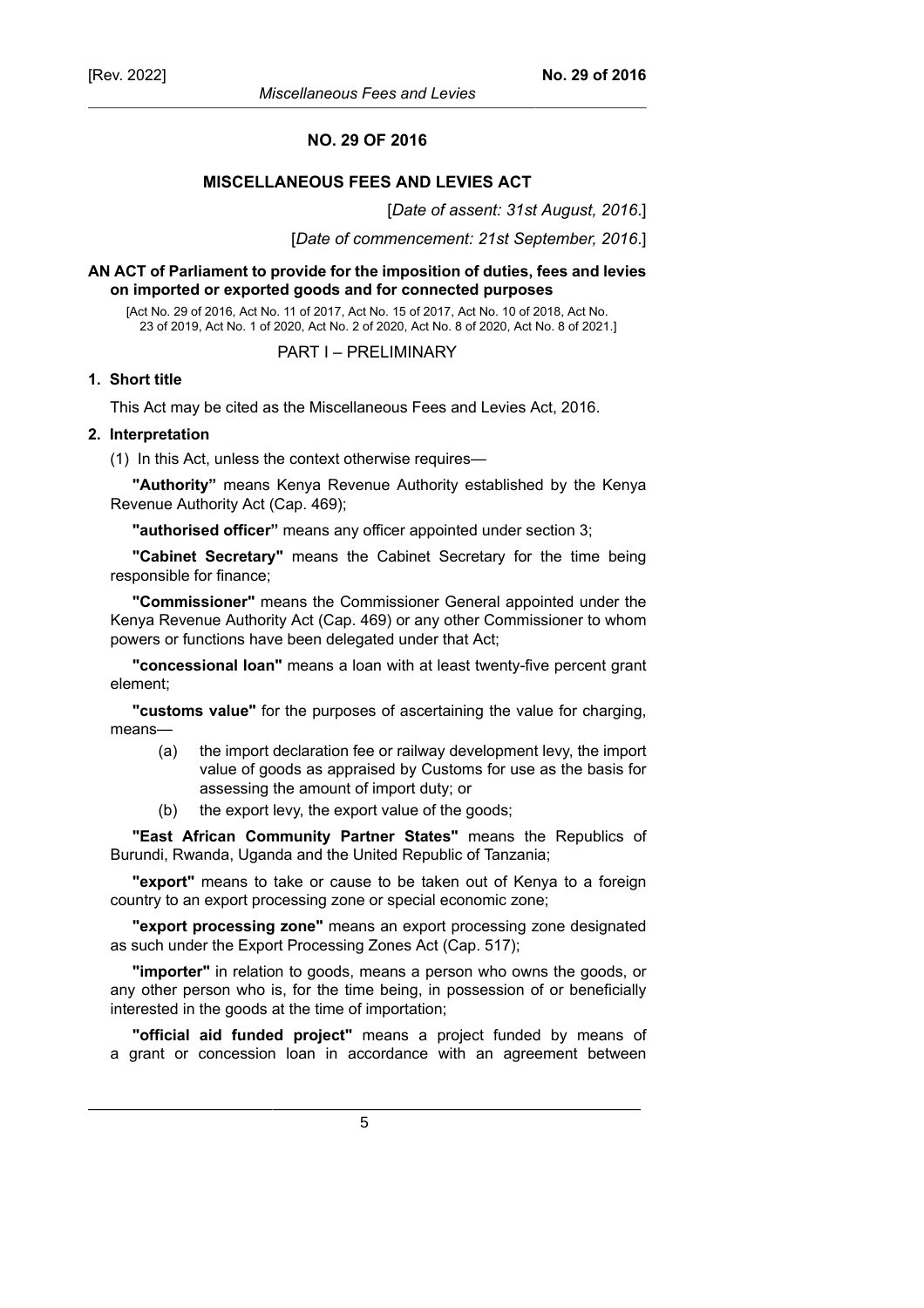# NO. 29 OF 2016

## MISCELLANEOUS FEES AND LEVIES ACT

[*Date of assent: 31st August, 2016*.]

[*Date of commencement: 21st September, 2016*.]

**AN ACT of Parliament to provide for the imposition of duties, fees and levies on imported or exported goods and for connected purposes**

[Act No. 29 of 2016, Act No. 11 of 2017, Act No. 15 of 2017, Act No. 10 of 2018, Act No. 23 of 2019, Act No. 1 of 2020, Act No. 2 of 2020, Act No. 8 of 2020, Act No. 8 of 2021.]

PART I – PRELIMINARY

**1. Short title**

This Act may be cited as the Miscellaneous Fees and Levies Act, 2016.

**2. Interpretation**

(1) In this Act, unless the context otherwise requires—

**"Authority"** means Kenya Revenue Authority established by the Kenya Revenue Authority Act (Cap. 469);

**"authorised officer"** means any officer appointed under section 3;

**"Cabinet Secretary"** means the Cabinet Secretary for the time being responsible for finance;

**"Commissioner"** means the Commissioner General appointed under the Kenya Revenue Authority Act (Cap. 469) or any other Commissioner to whom powers or functions have been delegated under that Act;

**"concessional loan"** means a loan with at least twenty-five percent grant element;

**"customs value"** for the purposes of ascertaining the value for charging, means—

(a) the import declaration fee or railway development levy, the import value of goods as appraised by Customs for use as the basis for assessing the amount of import duty; or

(b) the export levy, the export value of the goods;

**"East African Community Partner States"** means the Republics of Burundi, Rwanda, Uganda and the United Republic of Tanzania;

**"export"** means to take or cause to be taken out of Kenya to a foreign country to an export processing zone or special economic zone;

**"export processing zone"** means an export processing zone designated as such under the Export Processing Zones Act (Cap. 517);

**"importer"** in relation to goods, means a person who owns the goods, or any other person who is, for the time being, in possession of or beneficially interested in the goods at the time of importation;

**"official aid funded project"** means a project funded by means of a grant or concession loan in accordance with an agreement between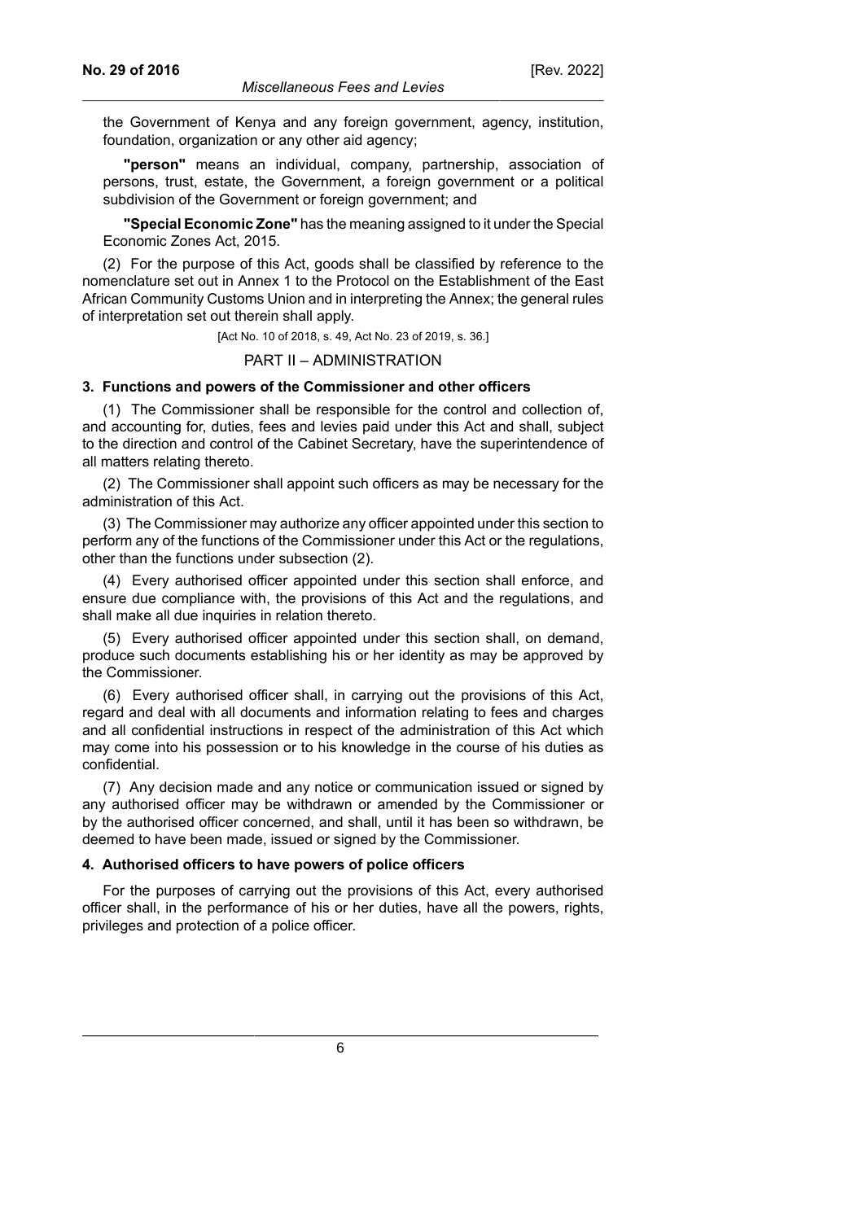the Government of Kenya and any foreign government, agency, institution, foundation, organization or any other aid agency;

**"person"** means an individual, company, partnership, association of persons, trust, estate, the Government, a foreign government or a political subdivision of the Government or foreign government; and

**"Special Economic Zone"** has the meaning assigned to it under the Special Economic Zones Act, 2015.

(2) For the purpose of this Act, goods shall be classified by reference to the nomenclature set out in Annex 1 to the Protocol on the Establishment of the East African Community Customs Union and in interpreting the Annex; the general rules of interpretation set out therein shall apply.

[Act No. 10 of 2018, s. 49, Act No. 23 of 2019, s. 36.]

## PART II – ADMINISTRATION

### 3. Functions and powers of the Commissioner and other officers

(1) The Commissioner shall be responsible for the control and collection of, and accounting for, duties, fees and levies paid under this Act and shall, subject to the direction and control of the Cabinet Secretary, have the superintendence of all matters relating thereto.

(2) The Commissioner shall appoint such officers as may be necessary for the administration of this Act.

(3) The Commissioner may authorize any officer appointed under this section to perform any of the functions of the Commissioner under this Act or the regulations, other than the functions under subsection (2).

(4) Every authorised officer appointed under this section shall enforce, and ensure due compliance with, the provisions of this Act and the regulations, and shall make all due inquiries in relation thereto.

(5) Every authorised officer appointed under this section shall, on demand, produce such documents establishing his or her identity as may be approved by the Commissioner.

(6) Every authorised officer shall, in carrying out the provisions of this Act, regard and deal with all documents and information relating to fees and charges and all confidential instructions in respect of the administration of this Act which may come into his possession or to his knowledge in the course of his duties as confidential.

(7) Any decision made and any notice or communication issued or signed by any authorised officer may be withdrawn or amended by the Commissioner or by the authorised officer concerned, and shall, until it has been so withdrawn, be deemed to have been made, issued or signed by the Commissioner.

### 4. Authorised officers to have powers of police officers

For the purposes of carrying out the provisions of this Act, every authorised officer shall, in the performance of his or her duties, have all the powers, rights, privileges and protection of a police officer.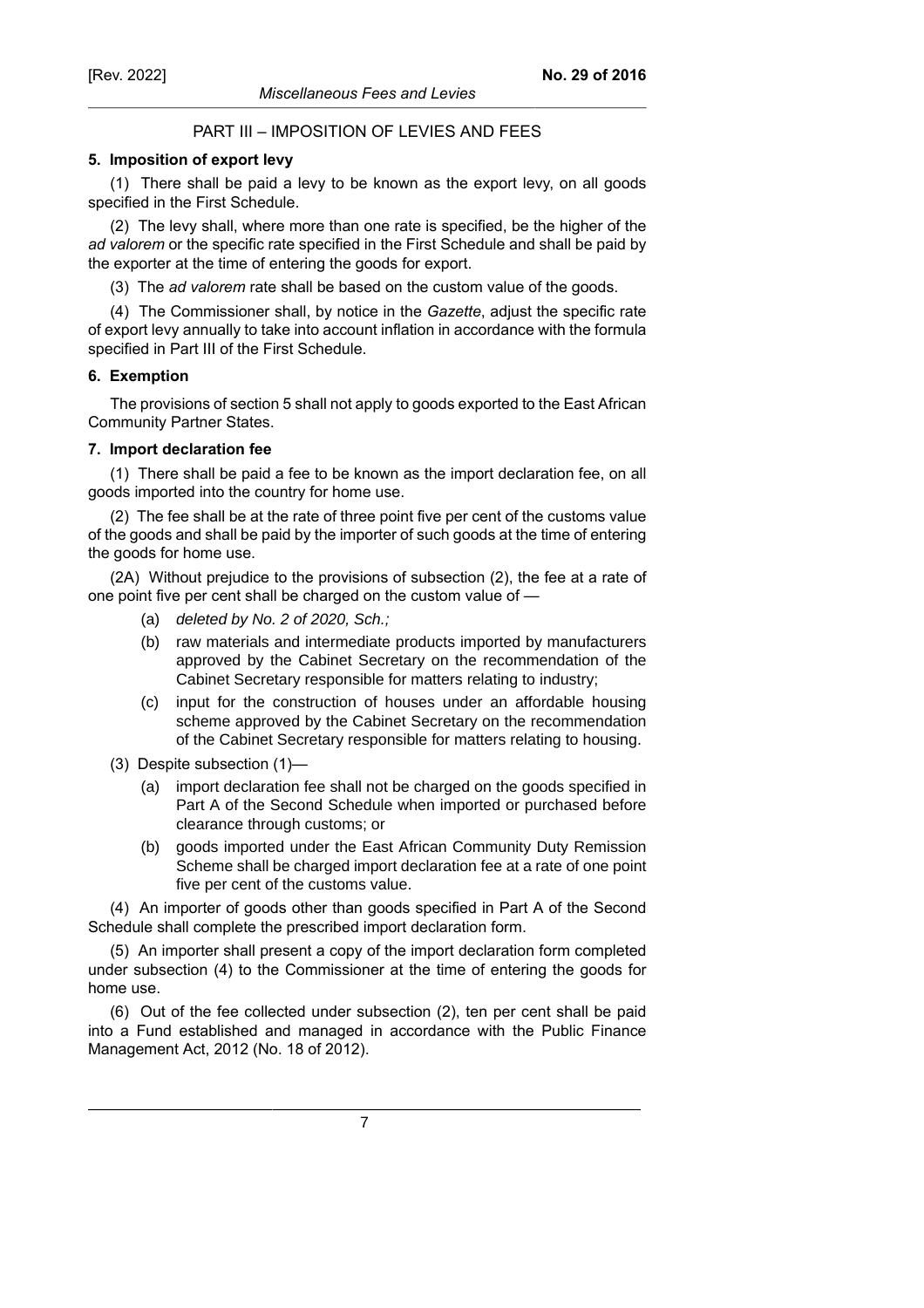## PART III – IMPOSITION OF LEVIES AND FEES

### 5. Imposition of export levy

(1) There shall be paid a levy to be known as the export levy, on all goods specified in the First Schedule.

(2) The levy shall, where more than one rate is specified, be the higher of the *ad valorem* or the specific rate specified in the First Schedule and shall be paid by the exporter at the time of entering the goods for export.

(3) The *ad valorem* rate shall be based on the custom value of the goods.

(4) The Commissioner shall, by notice in the *Gazette*, adjust the specific rate of export levy annually to take into account inflation in accordance with the formula specified in Part III of the First Schedule.

### 6. Exemption

The provisions of section 5 shall not apply to goods exported to the East African Community Partner States.

### 7. Import declaration fee

(1) There shall be paid a fee to be known as the import declaration fee, on all goods imported into the country for home use.

(2) The fee shall be at the rate of three point five per cent of the customs value of the goods and shall be paid by the importer of such goods at the time of entering the goods for home use.

(2A) Without prejudice to the provisions of subsection (2), the fee at a rate of one point five per cent shall be charged on the custom value of —

- (a) *deleted by No. 2 of 2020, Sch.;*
- (b) raw materials and intermediate products imported by manufacturers approved by the Cabinet Secretary on the recommendation of the Cabinet Secretary responsible for matters relating to industry;
- (c) input for the construction of houses under an affordable housing scheme approved by the Cabinet Secretary on the recommendation of the Cabinet Secretary responsible for matters relating to housing.

(3) Despite subsection (1)—

- (a) import declaration fee shall not be charged on the goods specified in Part A of the Second Schedule when imported or purchased before clearance through customs; or
- (b) goods imported under the East African Community Duty Remission Scheme shall be charged import declaration fee at a rate of one point five per cent of the customs value.

(4) An importer of goods other than goods specified in Part A of the Second Schedule shall complete the prescribed import declaration form.

(5) An importer shall present a copy of the import declaration form completed under subsection (4) to the Commissioner at the time of entering the goods for home use.

(6) Out of the fee collected under subsection (2), ten per cent shall be paid into a Fund established and managed in accordance with the Public Finance Management Act, 2012 (No. 18 of 2012).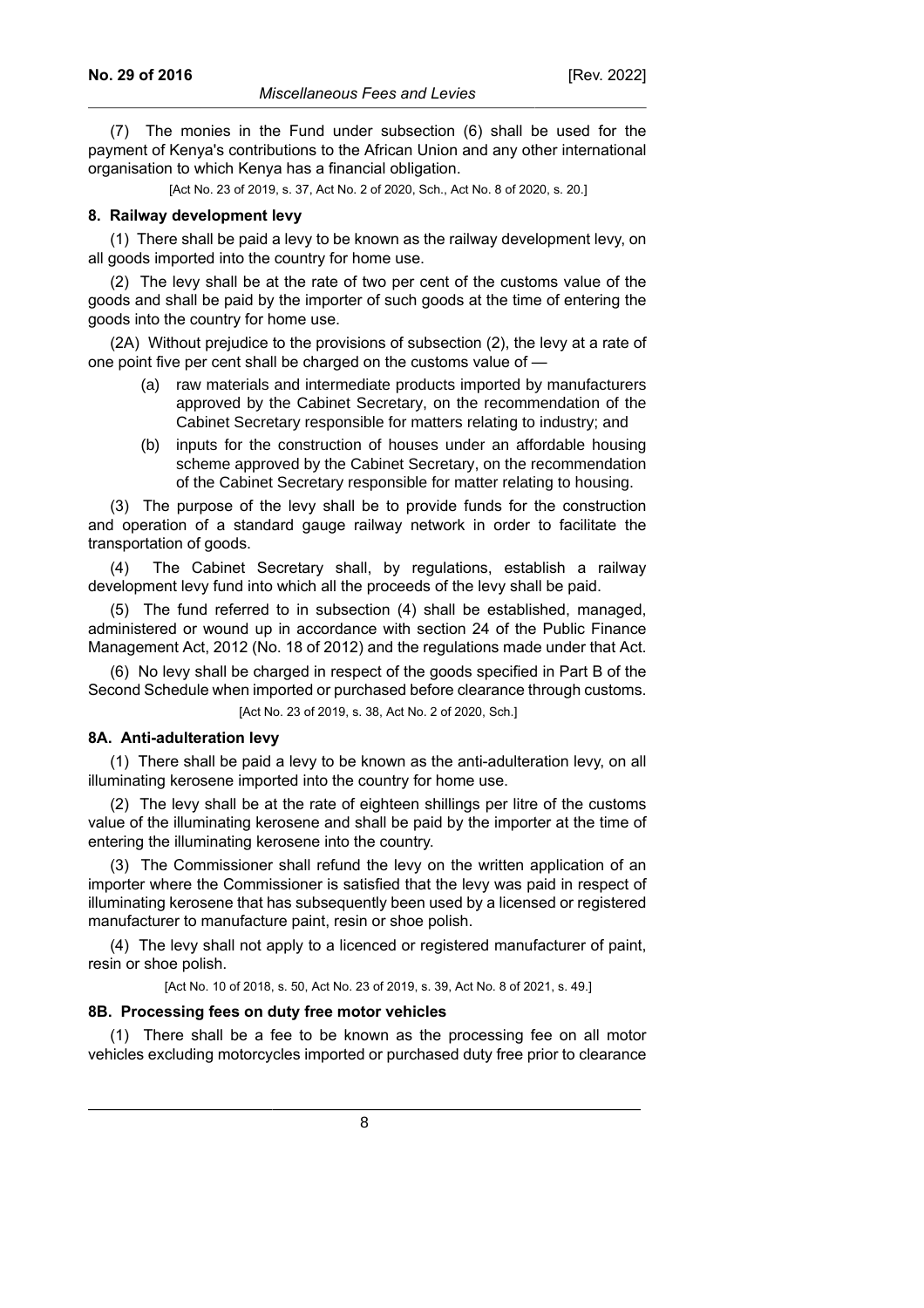(7) The monies in the Fund under subsection (6) shall be used for the payment of Kenya's contributions to the African Union and any other international organisation to which Kenya has a financial obligation.

[Act No. 23 of 2019, s. 37, Act No. 2 of 2020, Sch., Act No. 8 of 2020, s. 20.]

**8. Railway development levy**

(1) There shall be paid a levy to be known as the railway development levy, on all goods imported into the country for home use.

(2) The levy shall be at the rate of two per cent of the customs value of the goods and shall be paid by the importer of such goods at the time of entering the goods into the country for home use.

(2A) Without prejudice to the provisions of subsection (2), the levy at a rate of one point five per cent shall be charged on the customs value of —

- (a) raw materials and intermediate products imported by manufacturers approved by the Cabinet Secretary, on the recommendation of the Cabinet Secretary responsible for matters relating to industry; and
- (b) inputs for the construction of houses under an affordable housing scheme approved by the Cabinet Secretary, on the recommendation of the Cabinet Secretary responsible for matter relating to housing.

(3) The purpose of the levy shall be to provide funds for the construction and operation of a standard gauge railway network in order to facilitate the transportation of goods.

(4) The Cabinet Secretary shall, by regulations, establish a railway development levy fund into which all the proceeds of the levy shall be paid.

(5) The fund referred to in subsection (4) shall be established, managed, administered or wound up in accordance with section 24 of the Public Finance Management Act, 2012 (No. 18 of 2012) and the regulations made under that Act.

(6) No levy shall be charged in respect of the goods specified in Part B of the Second Schedule when imported or purchased before clearance through customs.

[Act No. 23 of 2019, s. 38, Act No. 2 of 2020, Sch.]

**8A. Anti-adulteration levy**

(1) There shall be paid a levy to be known as the anti-adulteration levy, on all illuminating kerosene imported into the country for home use.

(2) The levy shall be at the rate of eighteen shillings per litre of the customs value of the illuminating kerosene and shall be paid by the importer at the time of entering the illuminating kerosene into the country.

(3) The Commissioner shall refund the levy on the written application of an importer where the Commissioner is satisfied that the levy was paid in respect of illuminating kerosene that has subsequently been used by a licensed or registered manufacturer to manufacture paint, resin or shoe polish.

(4) The levy shall not apply to a licenced or registered manufacturer of paint, resin or shoe polish.

[Act No. 10 of 2018, s. 50, Act No. 23 of 2019, s. 39, Act No. 8 of 2021, s. 49.]

**8B. Processing fees on duty free motor vehicles**

(1) There shall be a fee to be known as the processing fee on all motor vehicles excluding motorcycles imported or purchased duty free prior to clearance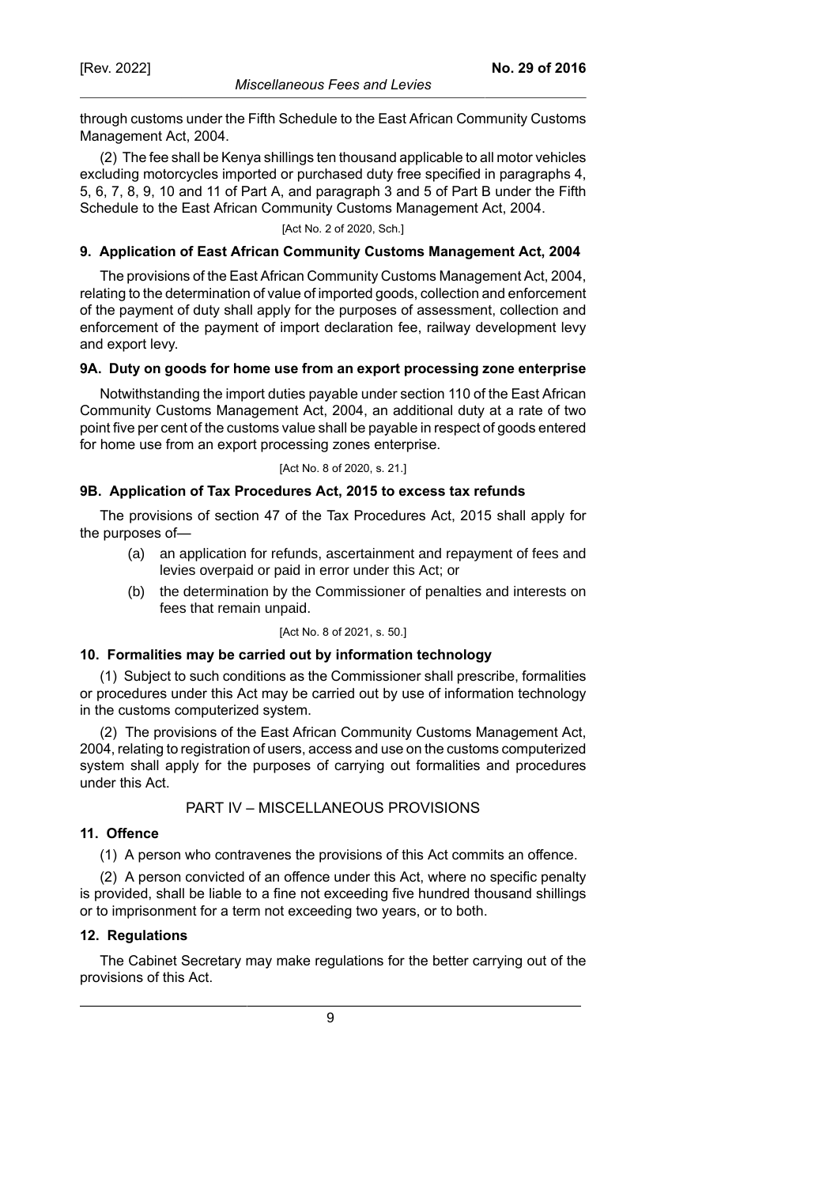through customs under the Fifth Schedule to the East African Community Customs Management Act, 2004.

(2) The fee shall be Kenya shillings ten thousand applicable to all motor vehicles excluding motorcycles imported or purchased duty free specified in paragraphs 4, 5, 6, 7, 8, 9, 10 and 11 of Part A, and paragraph 3 and 5 of Part B under the Fifth Schedule to the East African Community Customs Management Act, 2004.

[Act No. 2 of 2020, Sch.]

**9. Application of East African Community Customs Management Act, 2004**

The provisions of the East African Community Customs Management Act, 2004, relating to the determination of value of imported goods, collection and enforcement of the payment of duty shall apply for the purposes of assessment, collection and enforcement of the payment of import declaration fee, railway development levy and export levy.

**9A. Duty on goods for home use from an export processing zone enterprise**

Notwithstanding the import duties payable under section 110 of the East African Community Customs Management Act, 2004, an additional duty at a rate of two point five per cent of the customs value shall be payable in respect of goods entered for home use from an export processing zones enterprise.

[Act No. 8 of 2020, s. 21.]

**9B. Application of Tax Procedures Act, 2015 to excess tax refunds**

The provisions of section 47 of the Tax Procedures Act, 2015 shall apply for the purposes of—

(a) an application for refunds, ascertainment and repayment of fees and levies overpaid or paid in error under this Act; or

(b) the determination by the Commissioner of penalties and interests on fees that remain unpaid.

[Act No. 8 of 2021, s. 50.]

**10. Formalities may be carried out by information technology**

(1) Subject to such conditions as the Commissioner shall prescribe, formalities or procedures under this Act may be carried out by use of information technology in the customs computerized system.

(2) The provisions of the East African Community Customs Management Act, 2004, relating to registration of users, access and use on the customs computerized system shall apply for the purposes of carrying out formalities and procedures under this Act.

## PART IV – MISCELLANEOUS PROVISIONS

**11. Offence**

(1) A person who contravenes the provisions of this Act commits an offence.

(2) A person convicted of an offence under this Act, where no specific penalty is provided, shall be liable to a fine not exceeding five hundred thousand shillings or to imprisonment for a term not exceeding two years, or to both.

**12. Regulations**

The Cabinet Secretary may make regulations for the better carrying out of the provisions of this Act.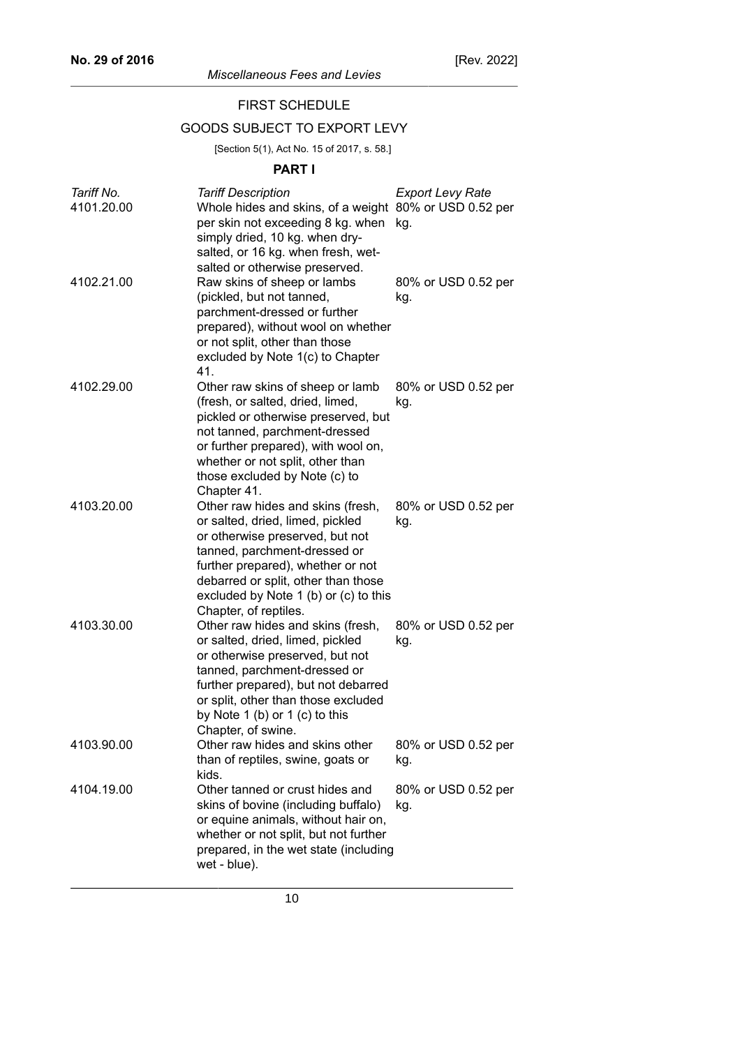## FIRST SCHEDULE

## GOODS SUBJECT TO EXPORT LEVY

[Section 5(1), Act No. 15 of 2017, s. 58.]

### PART I

| *Tariff No.* | *Tariff Description* | *Export Levy Rate* |
| --- | --- | --- |
| 4101.20.00 | Whole hides and skins, of a weight per skin not exceeding 8 kg. when simply dried, 10 kg. when dry-salted, or 16 kg. when fresh, wet-salted or otherwise preserved. | 80% or USD 0.52 per kg. |
| 4102.21.00 | Raw skins of sheep or lambs (pickled, but not tanned, parchment-dressed or further prepared), without wool on whether or not split, other than those excluded by Note 1(c) to Chapter 41. | 80% or USD 0.52 per kg. |
| 4102.29.00 | Other raw skins of sheep or lamb (fresh, or salted, dried, limed, pickled or otherwise preserved, but not tanned, parchment-dressed or further prepared), with wool on, whether or not split, other than those excluded by Note (c) to Chapter 41. | 80% or USD 0.52 per kg. |
| 4103.20.00 | Other raw hides and skins (fresh, or salted, dried, limed, pickled or otherwise preserved, but not tanned, parchment-dressed or further prepared), whether or not debarred or split, other than those excluded by Note 1 (b) or (c) to this Chapter, of reptiles. | 80% or USD 0.52 per kg. |
| 4103.30.00 | Other raw hides and skins (fresh, or salted, dried, limed, pickled or otherwise preserved, but not tanned, parchment-dressed or further prepared), but not debarred or split, other than those excluded by Note 1 (b) or 1 (c) to this Chapter, of swine. | 80% or USD 0.52 per kg. |
| 4103.90.00 | Other raw hides and skins other than of reptiles, swine, goats or kids. | 80% or USD 0.52 per kg. |
| 4104.19.00 | Other tanned or crust hides and skins of bovine (including buffalo) or equine animals, without hair on, whether or not split, but not further prepared, in the wet state (including wet - blue). | 80% or USD 0.52 per kg. |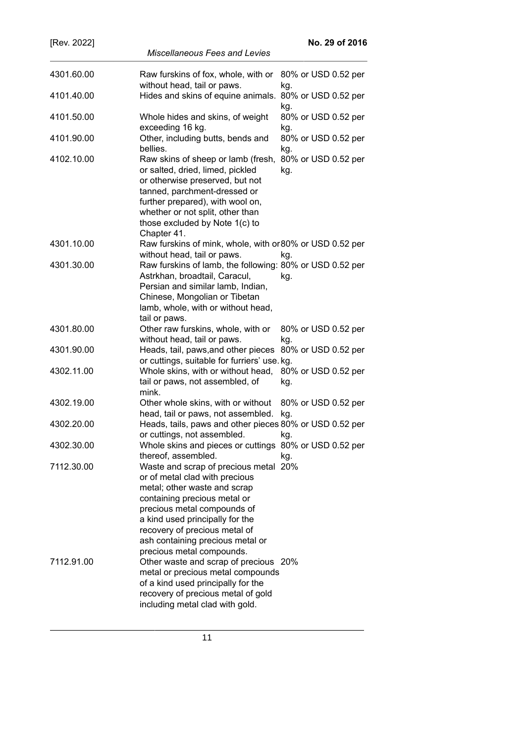| | | |
|---|---|---|
| 4301.60.00 | Raw furskins of fox, whole, with or without head, tail or paws. | 80% or USD 0.52 per kg. |
| 4101.40.00 | Hides and skins of equine animals. | 80% or USD 0.52 per kg. |
| 4101.50.00 | Whole hides and skins, of weight exceeding 16 kg. | 80% or USD 0.52 per kg. |
| 4101.90.00 | Other, including butts, bends and bellies. | 80% or USD 0.52 per kg. |
| 4102.10.00 | Raw skins of sheep or lamb (fresh, or salted, dried, limed, pickled or otherwise preserved, but not tanned, parchment-dressed or further prepared), with wool on, whether or not split, other than those excluded by Note 1(c) to Chapter 41. | 80% or USD 0.52 per kg. |
| 4301.10.00 | Raw furskins of mink, whole, with or without head, tail or paws. | 80% or USD 0.52 per kg. |
| 4301.30.00 | Raw furskins of lamb, the following: Astrkhan, broadtail, Caracul, Persian and similar lamb, Indian, Chinese, Mongolian or Tibetan lamb, whole, with or without head, tail or paws. | 80% or USD 0.52 per kg. |
| 4301.80.00 | Other raw furskins, whole, with or without head, tail or paws. | 80% or USD 0.52 per kg. |
| 4301.90.00 | Heads, tail, paws,and other pieces or cuttings, suitable for furriers' use. | 80% or USD 0.52 per kg. |
| 4302.11.00 | Whole skins, with or without head, tail or paws, not assembled, of mink. | 80% or USD 0.52 per kg. |
| 4302.19.00 | Other whole skins, with or without head, tail or paws, not assembled. | 80% or USD 0.52 per kg. |
| 4302.20.00 | Heads, tails, paws and other pieces or cuttings, not assembled. | 80% or USD 0.52 per kg. |
| 4302.30.00 | Whole skins and pieces or cuttings thereof, assembled. | 80% or USD 0.52 per kg. |
| 7112.30.00 | Waste and scrap of precious metal or of metal clad with precious metal; other waste and scrap containing precious metal or precious metal compounds of a kind used principally for the recovery of precious metal of ash containing precious metal or precious metal compounds. | 20% |
| 7112.91.00 | Other waste and scrap of precious metal or precious metal compounds of a kind used principally for the recovery of precious metal of gold including metal clad with gold. | 20% |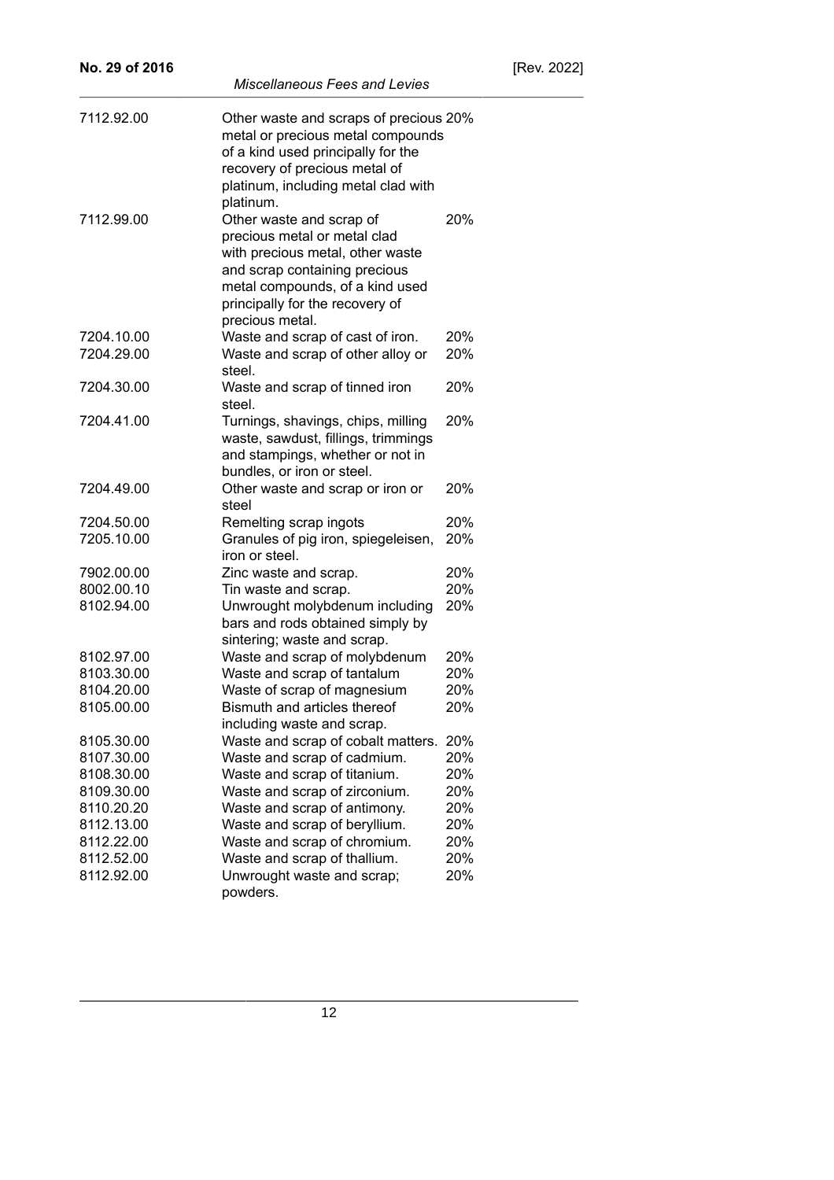| | | |
|---|---|---|
| 7112.92.00 | Other waste and scraps of precious metal or precious metal compounds of a kind used principally for the recovery of precious metal of platinum, including metal clad with platinum. | 20% |
| 7112.99.00 | Other waste and scrap of precious metal or metal clad with precious metal, other waste and scrap containing precious metal compounds, of a kind used principally for the recovery of precious metal. | 20% |
| 7204.10.00 | Waste and scrap of cast of iron. | 20% |
| 7204.29.00 | Waste and scrap of other alloy or steel. | 20% |
| 7204.30.00 | Waste and scrap of tinned iron steel. | 20% |
| 7204.41.00 | Turnings, shavings, chips, milling waste, sawdust, fillings, trimmings and stampings, whether or not in bundles, or iron or steel. | 20% |
| 7204.49.00 | Other waste and scrap or iron or steel | 20% |
| 7204.50.00 | Remelting scrap ingots | 20% |
| 7205.10.00 | Granules of pig iron, spiegeleisen, iron or steel. | 20% |
| 7902.00.00 | Zinc waste and scrap. | 20% |
| 8002.00.10 | Tin waste and scrap. | 20% |
| 8102.94.00 | Unwrought molybdenum including bars and rods obtained simply by sintering; waste and scrap. | 20% |
| 8102.97.00 | Waste and scrap of molybdenum | 20% |
| 8103.30.00 | Waste and scrap of tantalum | 20% |
| 8104.20.00 | Waste of scrap of magnesium | 20% |
| 8105.00.00 | Bismuth and articles thereof including waste and scrap. | 20% |
| 8105.30.00 | Waste and scrap of cobalt matters. | 20% |
| 8107.30.00 | Waste and scrap of cadmium. | 20% |
| 8108.30.00 | Waste and scrap of titanium. | 20% |
| 8109.30.00 | Waste and scrap of zirconium. | 20% |
| 8110.20.20 | Waste and scrap of antimony. | 20% |
| 8112.13.00 | Waste and scrap of beryllium. | 20% |
| 8112.22.00 | Waste and scrap of chromium. | 20% |
| 8112.52.00 | Waste and scrap of thallium. | 20% |
| 8112.92.00 | Unwrought waste and scrap; powders. | 20% |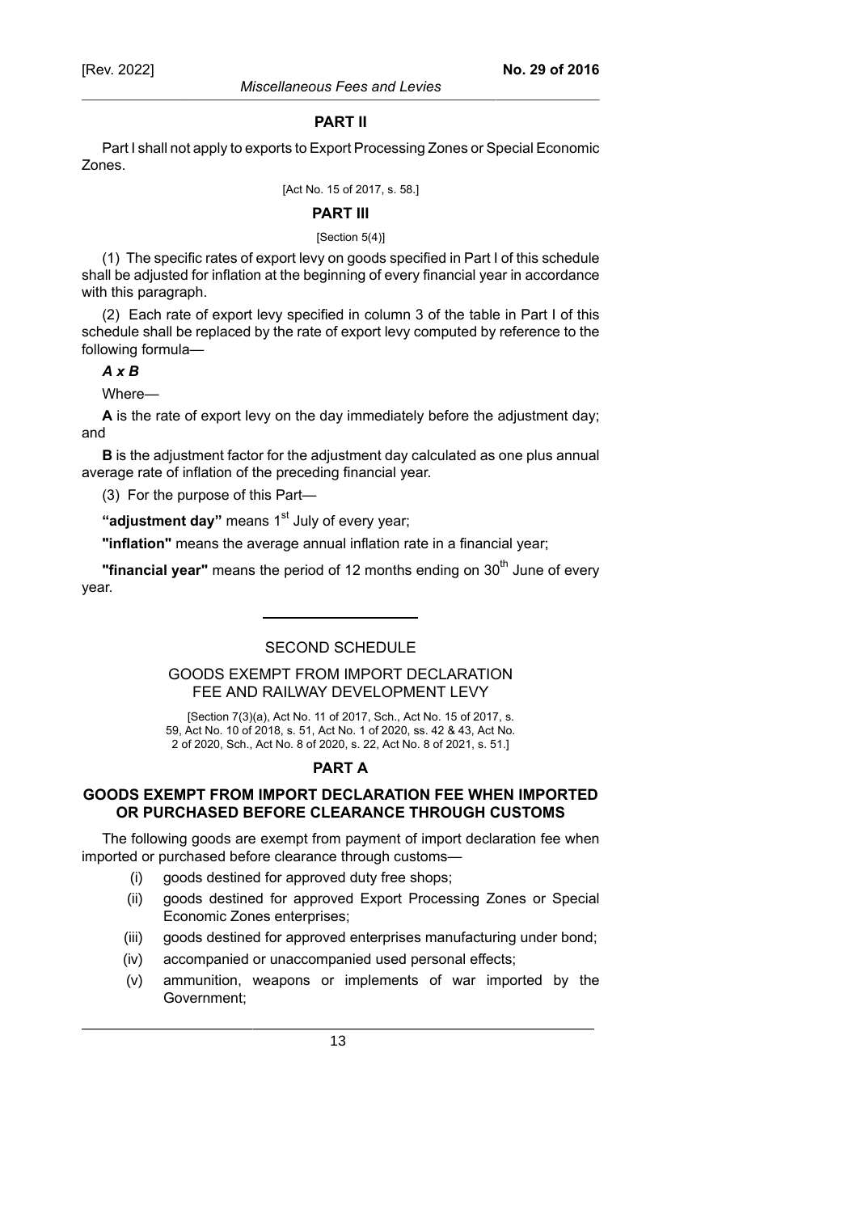## PART II

Part I shall not apply to exports to Export Processing Zones or Special Economic Zones.

[Act No. 15 of 2017, s. 58.]

## PART III

[Section 5(4)]

(1) The specific rates of export levy on goods specified in Part I of this schedule shall be adjusted for inflation at the beginning of every financial year in accordance with this paragraph.

(2) Each rate of export levy specified in column 3 of the table in Part I of this schedule shall be replaced by the rate of export levy computed by reference to the following formula—

***A x B***

Where—

**A** is the rate of export levy on the day immediately before the adjustment day; and

**B** is the adjustment factor for the adjustment day calculated as one plus annual average rate of inflation of the preceding financial year.

(3) For the purpose of this Part—

**"adjustment day"** means 1st July of every year;

**"inflation"** means the average annual inflation rate in a financial year;

**"financial year"** means the period of 12 months ending on 30th June of every year.

---

# SECOND SCHEDULE

## GOODS EXEMPT FROM IMPORT DECLARATION FEE AND RAILWAY DEVELOPMENT LEVY

[Section 7(3)(a), Act No. 11 of 2017, Sch., Act No. 15 of 2017, s. 59, Act No. 10 of 2018, s. 51, Act No. 1 of 2020, ss. 42 & 43, Act No. 2 of 2020, Sch., Act No. 8 of 2020, s. 22, Act No. 8 of 2021, s. 51.]

## PART A

### GOODS EXEMPT FROM IMPORT DECLARATION FEE WHEN IMPORTED OR PURCHASED BEFORE CLEARANCE THROUGH CUSTOMS

The following goods are exempt from payment of import declaration fee when imported or purchased before clearance through customs—

- (i) goods destined for approved duty free shops;
- (ii) goods destined for approved Export Processing Zones or Special Economic Zones enterprises;
- (iii) goods destined for approved enterprises manufacturing under bond;
- (iv) accompanied or unaccompanied used personal effects;
- (v) ammunition, weapons or implements of war imported by the Government;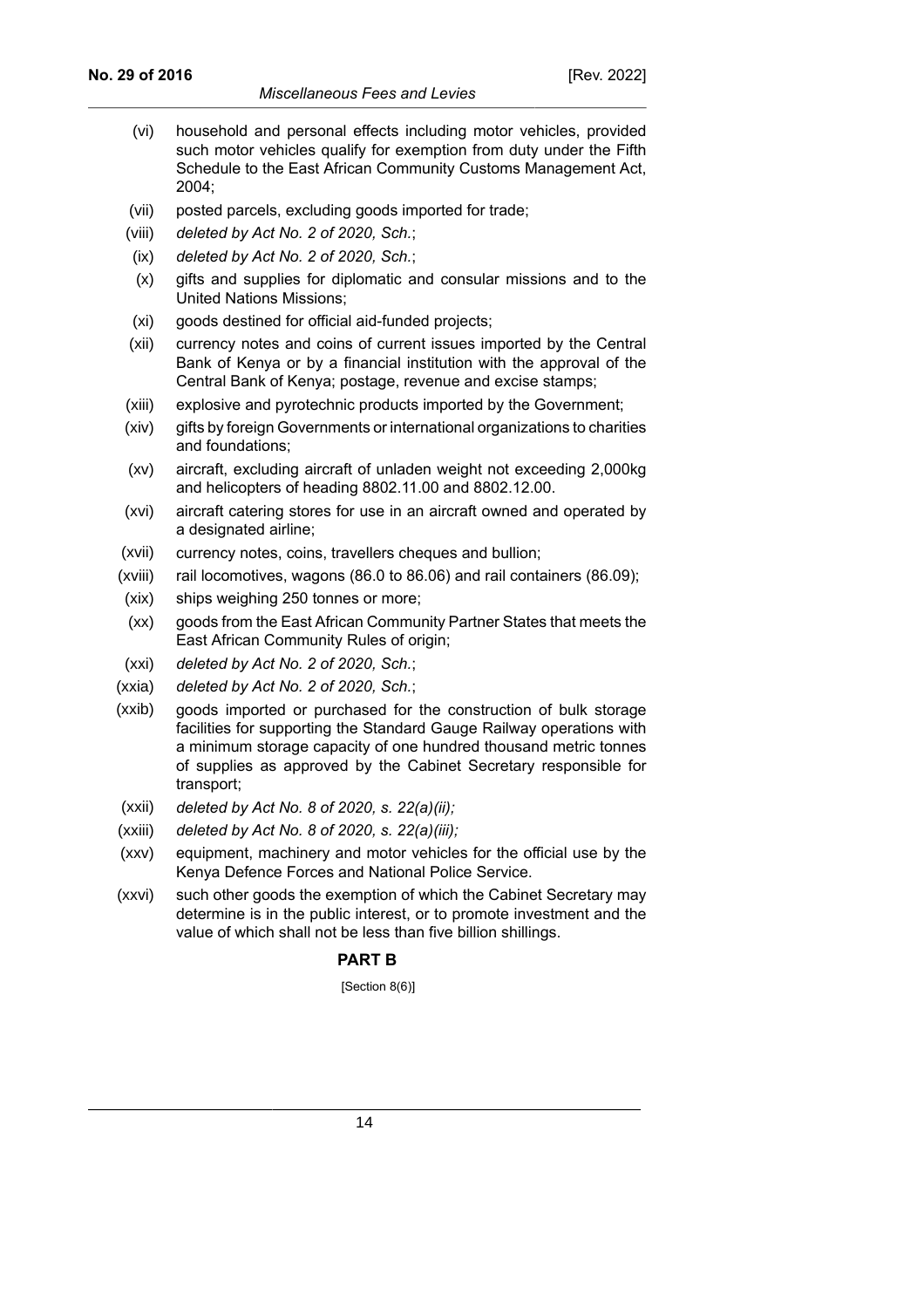(vi) household and personal effects including motor vehicles, provided such motor vehicles qualify for exemption from duty under the Fifth Schedule to the East African Community Customs Management Act, 2004;

(vii) posted parcels, excluding goods imported for trade;

(viii) *deleted by Act No. 2 of 2020, Sch.*;

(ix) *deleted by Act No. 2 of 2020, Sch.*;

(x) gifts and supplies for diplomatic and consular missions and to the United Nations Missions;

(xi) goods destined for official aid-funded projects;

(xii) currency notes and coins of current issues imported by the Central Bank of Kenya or by a financial institution with the approval of the Central Bank of Kenya; postage, revenue and excise stamps;

(xiii) explosive and pyrotechnic products imported by the Government;

(xiv) gifts by foreign Governments or international organizations to charities and foundations;

(xv) aircraft, excluding aircraft of unladen weight not exceeding 2,000kg and helicopters of heading 8802.11.00 and 8802.12.00.

(xvi) aircraft catering stores for use in an aircraft owned and operated by a designated airline;

(xvii) currency notes, coins, travellers cheques and bullion;

(xviii) rail locomotives, wagons (86.0 to 86.06) and rail containers (86.09);

(xix) ships weighing 250 tonnes or more;

(xx) goods from the East African Community Partner States that meets the East African Community Rules of origin;

(xxi) *deleted by Act No. 2 of 2020, Sch.*;

(xxia) *deleted by Act No. 2 of 2020, Sch.*;

(xxib) goods imported or purchased for the construction of bulk storage facilities for supporting the Standard Gauge Railway operations with a minimum storage capacity of one hundred thousand metric tonnes of supplies as approved by the Cabinet Secretary responsible for transport;

(xxii) *deleted by Act No. 8 of 2020, s. 22(a)(ii);*

(xxiii) *deleted by Act No. 8 of 2020, s. 22(a)(iii);*

(xxv) equipment, machinery and motor vehicles for the official use by the Kenya Defence Forces and National Police Service.

(xxvi) such other goods the exemption of which the Cabinet Secretary may determine is in the public interest, or to promote investment and the value of which shall not be less than five billion shillings.

## PART B

[Section 8(6)]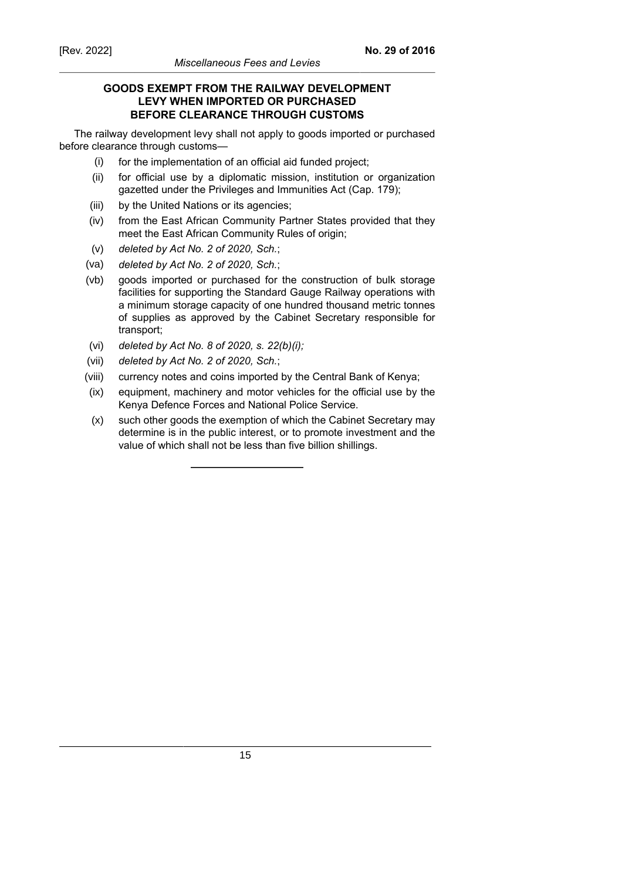### GOODS EXEMPT FROM THE RAILWAY DEVELOPMENT LEVY WHEN IMPORTED OR PURCHASED BEFORE CLEARANCE THROUGH CUSTOMS

The railway development levy shall not apply to goods imported or purchased before clearance through customs—

- (i) for the implementation of an official aid funded project;
- (ii) for official use by a diplomatic mission, institution or organization gazetted under the Privileges and Immunities Act (Cap. 179);
- (iii) by the United Nations or its agencies;
- (iv) from the East African Community Partner States provided that they meet the East African Community Rules of origin;
- (v) *deleted by Act No. 2 of 2020, Sch.*;
- (va) *deleted by Act No. 2 of 2020, Sch.*;
- (vb) goods imported or purchased for the construction of bulk storage facilities for supporting the Standard Gauge Railway operations with a minimum storage capacity of one hundred thousand metric tonnes of supplies as approved by the Cabinet Secretary responsible for transport;
- (vi) *deleted by Act No. 8 of 2020, s. 22(b)(i);*
- (vii) *deleted by Act No. 2 of 2020, Sch.*;
- (viii) currency notes and coins imported by the Central Bank of Kenya;
- (ix) equipment, machinery and motor vehicles for the official use by the Kenya Defence Forces and National Police Service.
- (x) such other goods the exemption of which the Cabinet Secretary may determine is in the public interest, or to promote investment and the value of which shall not be less than five billion shillings.